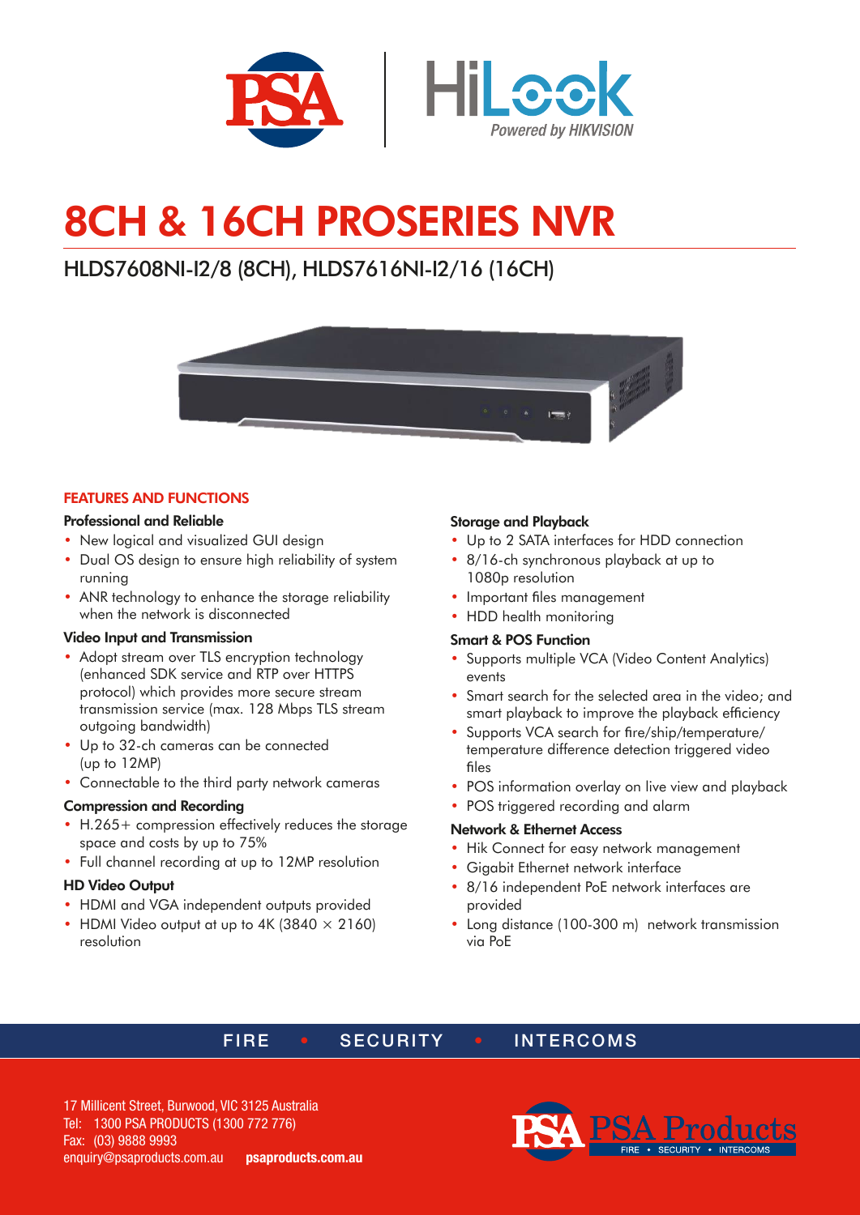# 8CH & 16CH PROSERIES NVR

## HLDS7608NI-I2/8 (8CH), HLDS7616NI-I2/16 (16CH)

### FEATURES AND FUNCTIONS

**Professional and Reliable**

- New logical and visualized GUI design
- Dual OS design to ensure high reliability of system running
- ANR technology to enhance the storage reliability when the network is disconnected

**Video Input and Transmission**

- Adopt stream over TLS encryption technology (enhanced SDK service and RTP over HTTPS protocol) which provides more secure stream transmission service (max. 128 Mbps TLS stream outgoing bandwidth)
- Up to 32-ch cameras can be connected (up to 12MP)
- Connectable to the third party network cameras

**Compression and Recording**

- H.265+ compression effectively reduces the storage space and costs by up to 75%
- Full channel recording at up to 12MP resolution

**HD Video Output**

- HDMI and VGA independent outputs provided
- HDMI Video output at up to 4K (3840 × 2160) resolution

**Storage and Playback**

- Up to 2 SATA interfaces for HDD connection
- 8/16-ch synchronous playback at up to 1080p resolution
- Important files management
- HDD health monitoring

**Smart & POS Function**

- Supports multiple VCA (Video Content Analytics) events
- Smart search for the selected area in the video; and smart playback to improve the playback efficiency
- Supports VCA search for fire/ship/temperature/temperature difference detection triggered video files
- POS information overlay on live view and playback
- POS triggered recording and alarm

**Network & Ethernet Access**

- Hik Connect for easy network management
- Gigabit Ethernet network interface
- 8/16 independent PoE network interfaces are provided
- Long distance (100-300 m) network transmission via PoE

FIRE • SECURITY • INTERCOMS

17 Millicent Street, Burwood, VIC 3125 Australia
Tel: 1300 PSA PRODUCTS (1300 772 776)
Fax: (03) 9888 9993
enquiry@psaproducts.com.au **psaproducts.com.au**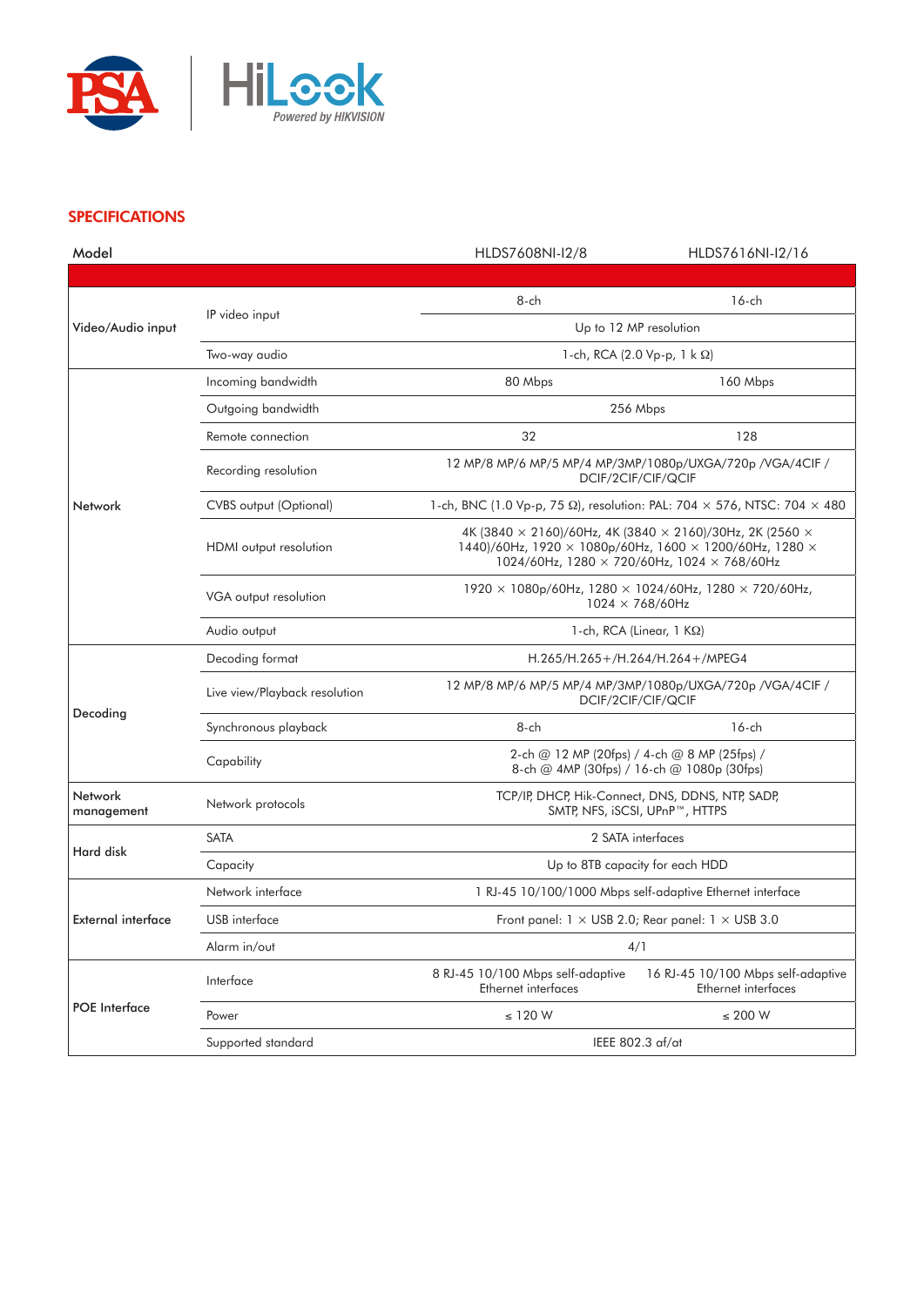## SPECIFICATIONS

| Model | | HLDS7608NI-I2/8 | HLDS7616NI-I2/16 |
|---|---|---|---|
| Video/Audio input | IP video input | 8-ch | 16-ch |
| | | Up to 12 MP resolution | |
| | Two-way audio | 1-ch, RCA (2.0 Vp-p, 1 k Ω) | |
| Network | Incoming bandwidth | 80 Mbps | 160 Mbps |
| | Outgoing bandwidth | 256 Mbps | |
| | Remote connection | 32 | 128 |
| | Recording resolution | 12 MP/8 MP/6 MP/5 MP/4 MP/3MP/1080p/UXGA/720p /VGA/4CIF / DCIF/2CIF/CIF/QCIF | |
| | CVBS output (Optional) | 1-ch, BNC (1.0 Vp-p, 75 Ω), resolution: PAL: 704 × 576, NTSC: 704 × 480 | |
| | HDMI output resolution | 4K (3840 × 2160)/60Hz, 4K (3840 × 2160)/30Hz, 2K (2560 × 1440)/60Hz, 1920 × 1080p/60Hz, 1600 × 1200/60Hz, 1280 × 1024/60Hz, 1280 × 720/60Hz, 1024 × 768/60Hz | |
| | VGA output resolution | 1920 × 1080p/60Hz, 1280 × 1024/60Hz, 1280 × 720/60Hz, 1024 × 768/60Hz | |
| | Audio output | 1-ch, RCA (Linear, 1 KΩ) | |
| Decoding | Decoding format | H.265/H.265+/H.264/H.264+/MPEG4 | |
| | Live view/Playback resolution | 12 MP/8 MP/6 MP/5 MP/4 MP/3MP/1080p/UXGA/720p /VGA/4CIF / DCIF/2CIF/CIF/QCIF | |
| | Synchronous playback | 8-ch | 16-ch |
| | Capability | 2-ch @ 12 MP (20fps) / 4-ch @ 8 MP (25fps) / 8-ch @ 4MP (30fps) / 16-ch @ 1080p (30fps) | |
| Network management | Network protocols | TCP/IP, DHCP, Hik-Connect, DNS, DDNS, NTP, SADP, SMTP, NFS, iSCSI, UPnP™, HTTPS | |
| Hard disk | SATA | 2 SATA interfaces | |
| | Capacity | Up to 8TB capacity for each HDD | |
| External interface | Network interface | 1 RJ-45 10/100/1000 Mbps self-adaptive Ethernet interface | |
| | USB interface | Front panel: 1 × USB 2.0; Rear panel: 1 × USB 3.0 | |
| | Alarm in/out | 4/1 | |
| POE Interface | Interface | 8 RJ-45 10/100 Mbps self-adaptive Ethernet interfaces | 16 RJ-45 10/100 Mbps self-adaptive Ethernet interfaces |
| | Power | ≤ 120 W | ≤ 200 W |
| | Supported standard | IEEE 802.3 af/at | |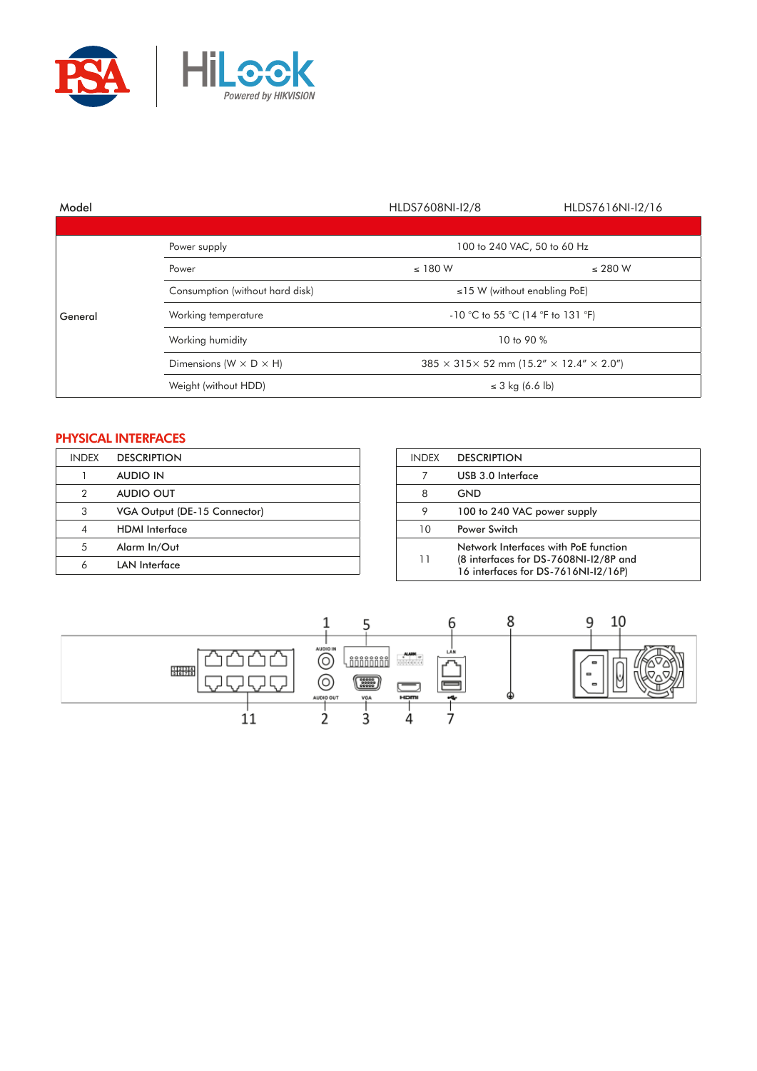| Model | | HLDS7608NI-I2/8 | HLDS7616NI-I2/16 |
|---|---|---|---|
| General | Power supply | 100 to 240 VAC, 50 to 60 Hz | |
| | Power | ≤ 180 W | ≤ 280 W |
| | Consumption (without hard disk) | ≤15 W (without enabling PoE) | |
| | Working temperature | -10 °C to 55 °C (14 °F to 131 °F) | |
| | Working humidity | 10 to 90 % | |
| | Dimensions (W × D × H) | 385 × 315× 52 mm (15.2" × 12.4" × 2.0") | |
| | Weight (without HDD) | ≤ 3 kg (6.6 lb) | |

## PHYSICAL INTERFACES

| INDEX | DESCRIPTION |
|---|---|
| 1 | AUDIO IN |
| 2 | AUDIO OUT |
| 3 | VGA Output (DE-15 Connector) |
| 4 | HDMI Interface |
| 5 | Alarm In/Out |
| 6 | LAN Interface |
| 7 | USB 3.0 Interface |
| 8 | GND |
| 9 | 100 to 240 VAC power supply |
| 10 | Power Switch |
| 11 | Network Interfaces with PoE function (8 interfaces for DS-7608NI-I2/8P and 16 interfaces for DS-7616NI-I2/16P) |

1 5 6 8 9 10

AUDIO IN ALARM LAN AUDIO OUT VGA HDMI

11 2 3 4 7